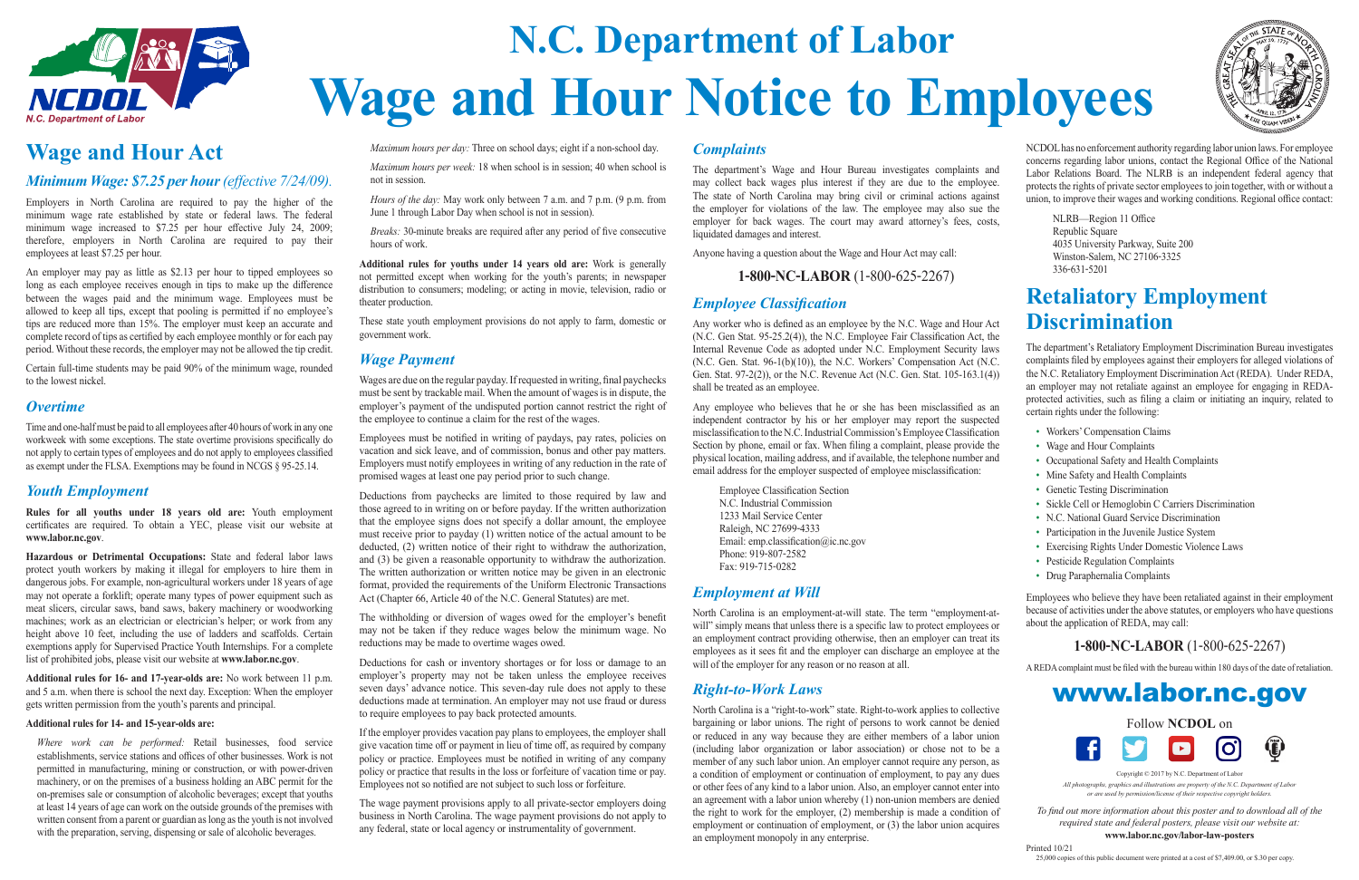# N.C. Department of Labor

# Wage and Hour Notice to Employees

## Wage and Hour Act

### *Minimum Wage: $7.25 per hour (effective 7/24/09).*

Employers in North Carolina are required to pay the higher of the minimum wage rate established by state or federal laws. The federal minimum wage increased to $7.25 per hour effective July 24, 2009; therefore, employers in North Carolina are required to pay their employees at least $7.25 per hour.

An employer may pay as little as $2.13 per hour to tipped employees so long as each employee receives enough in tips to make up the difference between the wages paid and the minimum wage. Employees must be allowed to keep all tips, except that pooling is permitted if no employee's tips are reduced more than 15%. The employer must keep an accurate and complete record of tips as certified by each employee monthly or for each pay period. Without these records, the employer may not be allowed the tip credit.

Certain full-time students may be paid 90% of the minimum wage, rounded to the lowest nickel.

### *Overtime*

Time and one-half must be paid to all employees after 40 hours of work in any one workweek with some exceptions. The state overtime provisions specifically do not apply to certain types of employees and do not apply to employees classified as exempt under the FLSA. Exemptions may be found in NCGS § 95-25.14.

### *Youth Employment*

**Rules for all youths under 18 years old are:** Youth employment certificates are required. To obtain a YEC, please visit our website at **www.labor.nc.gov**.

**Hazardous or Detrimental Occupations:** State and federal labor laws protect youth workers by making it illegal for employers to hire them in dangerous jobs. For example, non-agricultural workers under 18 years of age may not operate a forklift; operate many types of power equipment such as meat slicers, circular saws, band saws, bakery machinery or woodworking machines; work as an electrician or electrician's helper; or work from any height above 10 feet, including the use of ladders and scaffolds. Certain exemptions apply for Supervised Practice Youth Internships. For a complete list of prohibited jobs, please visit our website at **www.labor.nc.gov**.

**Additional rules for 16- and 17-year-olds are:** No work between 11 p.m. and 5 a.m. when there is school the next day. Exception: When the employer gets written permission from the youth's parents and principal.

**Additional rules for 14- and 15-year-olds are:**

*Where work can be performed:* Retail businesses, food service establishments, service stations and offices of other businesses. Work is not permitted in manufacturing, mining or construction, or with power-driven machinery, or on the premises of a business holding an ABC permit for the on-premises sale or consumption of alcoholic beverages; except that youths at least 14 years of age can work on the outside grounds of the premises with written consent from a parent or guardian as long as the youth is not involved with the preparation, serving, dispensing or sale of alcoholic beverages.

*Maximum hours per day:* Three on school days; eight if a non-school day.

*Maximum hours per week:* 18 when school is in session; 40 when school is not in session.

*Hours of the day:* May work only between 7 a.m. and 7 p.m. (9 p.m. from June 1 through Labor Day when school is not in session).

*Breaks:* 30-minute breaks are required after any period of five consecutive hours of work.

**Additional rules for youths under 14 years old are:** Work is generally not permitted except when working for the youth's parents; in newspaper distribution to consumers; modeling; or acting in movie, television, radio or theater production.

These state youth employment provisions do not apply to farm, domestic or government work.

### *Wage Payment*

Wages are due on the regular payday. If requested in writing, final paychecks must be sent by trackable mail. When the amount of wages is in dispute, the employer's payment of the undisputed portion cannot restrict the right of the employee to continue a claim for the rest of the wages.

Employees must be notified in writing of paydays, pay rates, policies on vacation and sick leave, and of commission, bonus and other pay matters. Employers must notify employees in writing of any reduction in the rate of promised wages at least one pay period prior to such change.

Deductions from paychecks are limited to those required by law and those agreed to in writing on or before payday. If the written authorization that the employee signs does not specify a dollar amount, the employee must receive prior to payday (1) written notice of the actual amount to be deducted, (2) written notice of their right to withdraw the authorization, and (3) be given a reasonable opportunity to withdraw the authorization. The written authorization or written notice may be given in an electronic format, provided the requirements of the Uniform Electronic Transactions Act (Chapter 66, Article 40 of the N.C. General Statutes) are met.

The withholding or diversion of wages owed for the employer's benefit may not be taken if they reduce wages below the minimum wage. No reductions may be made to overtime wages owed.

Deductions for cash or inventory shortages or for loss or damage to an employer's property may not be taken unless the employee receives seven days' advance notice. This seven-day rule does not apply to these deductions made at termination. An employer may not use fraud or duress to require employees to pay back protected amounts.

If the employer provides vacation pay plans to employees, the employer shall give vacation time off or payment in lieu of time off, as required by company policy or practice. Employees must be notified in writing of any company policy or practice that results in the loss or forfeiture of vacation time or pay. Employees not so notified are not subject to such loss or forfeiture.

The wage payment provisions apply to all private-sector employers doing business in North Carolina. The wage payment provisions do not apply to any federal, state or local agency or instrumentality of government.

### *Complaints*

The department's Wage and Hour Bureau investigates complaints and may collect back wages plus interest if they are due to the employee. The state of North Carolina may bring civil or criminal actions against the employer for violations of the law. The employee may also sue the employer for back wages. The court may award attorney's fees, costs, liquidated damages and interest.

Anyone having a question about the Wage and Hour Act may call:

**1-800-NC-LABOR** (1-800-625-2267)

### *Employee Classification*

Any worker who is defined as an employee by the N.C. Wage and Hour Act (N.C. Gen Stat. 95-25.2(4)), the N.C. Employee Fair Classification Act, the Internal Revenue Code as adopted under N.C. Employment Security laws (N.C. Gen. Stat. 96-1(b)(10)), the N.C. Workers' Compensation Act (N.C. Gen. Stat. 97-2(2)), or the N.C. Revenue Act (N.C. Gen. Stat. 105-163.1(4)) shall be treated as an employee.

Any employee who believes that he or she has been misclassified as an independent contractor by his or her employer may report the suspected misclassification to the N.C. Industrial Commission's Employee Classification Section by phone, email or fax. When filing a complaint, please provide the physical location, mailing address, and if available, the telephone number and email address for the employer suspected of employee misclassification:

Employee Classification Section  
N.C. Industrial Commission  
1233 Mail Service Center  
Raleigh, NC 27699-4333  
Email: emp.classification@ic.nc.gov  
Phone: 919-807-2582  
Fax: 919-715-0282

### *Employment at Will*

North Carolina is an employment-at-will state. The term "employment-at-will" simply means that unless there is a specific law to protect employees or an employment contract providing otherwise, then an employer can treat its employees as it sees fit and the employer can discharge an employee at the will of the employer for any reason or no reason at all.

### *Right-to-Work Laws*

North Carolina is a "right-to-work" state. Right-to-work applies to collective bargaining or labor unions. The right of persons to work cannot be denied or reduced in any way because they are either members of a labor union (including labor organization or labor association) or chose not to be a member of any such labor union. An employer cannot require any person, as a condition of employment or continuation of employment, to pay any dues or other fees of any kind to a labor union. Also, an employer cannot enter into an agreement with a labor union whereby (1) non-union members are denied the right to work for the employer, (2) membership is made a condition of employment or continuation of employment, or (3) the labor union acquires an employment monopoly in any enterprise.

NCDOL has no enforcement authority regarding labor union laws. For employee concerns regarding labor unions, contact the Regional Office of the National Labor Relations Board. The NLRB is an independent federal agency that protects the rights of private sector employees to join together, with or without a union, to improve their wages and working conditions. Regional office contact:

NLRB—Region 11 Office  
Republic Square  
4035 University Parkway, Suite 200  
Winston-Salem, NC 27106-3325  
336-631-5201

## Retaliatory Employment Discrimination

The department's Retaliatory Employment Discrimination Bureau investigates complaints filed by employees against their employers for alleged violations of the N.C. Retaliatory Employment Discrimination Act (REDA). Under REDA, an employer may not retaliate against an employee for engaging in REDA-protected activities, such as filing a claim or initiating an inquiry, related to certain rights under the following:

- Workers' Compensation Claims
- Wage and Hour Complaints
- Occupational Safety and Health Complaints
- Mine Safety and Health Complaints
- Genetic Testing Discrimination
- Sickle Cell or Hemoglobin C Carriers Discrimination
- N.C. National Guard Service Discrimination
- Participation in the Juvenile Justice System
- Exercising Rights Under Domestic Violence Laws
- Pesticide Regulation Complaints
- Drug Paraphernalia Complaints

Employees who believe they have been retaliated against in their employment because of activities under the above statutes, or employers who have questions about the application of REDA, may call:

**1-800-NC-LABOR** (1-800-625-2267)

A REDA complaint must be filed with the bureau within 180 days of the date of retaliation.

**www.labor.nc.gov**

Follow **NCDOL** on

Copyright © 2017 by N.C. Department of Labor  
*All photographs, graphics and illustrations are property of the N.C. Department of Labor or are used by permission/license of their respective copyright holders.*

*To find out more information about this poster and to download all of the required state and federal posters, please visit our website at:*  
**www.labor.nc.gov/labor-law-posters**

Printed 10/21  
25,000 copies of this public document were printed at a cost of $7,409.00, or $.30 per copy.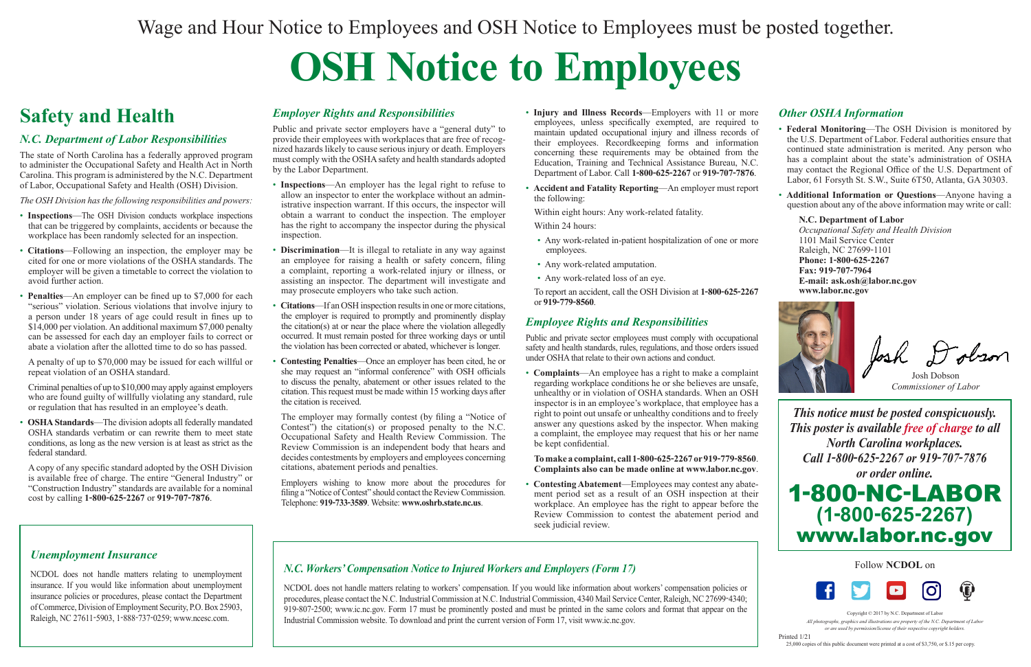Wage and Hour Notice to Employees and OSH Notice to Employees must be posted together.

# OSH Notice to Employees

## Safety and Health

### *N.C. Department of Labor Responsibilities*

The state of North Carolina has a federally approved program to administer the Occupational Safety and Health Act in North Carolina. This program is administered by the N.C. Department of Labor, Occupational Safety and Health (OSH) Division.

*The OSH Division has the following responsibilities and powers:*

- **Inspections**—The OSH Division conducts workplace inspections that can be triggered by complaints, accidents or because the workplace has been randomly selected for an inspection.
- **Citations**—Following an inspection, the employer may be cited for one or more violations of the OSHA standards. The employer will be given a timetable to correct the violation to avoid further action.
- **Penalties**—An employer can be fined up to $7,000 for each "serious" violation. Serious violations that involve injury to a person under 18 years of age could result in fines up to $14,000 per violation. An additional maximum $7,000 penalty can be assessed for each day an employer fails to correct or abate a violation after the allotted time to do so has passed.

  A penalty of up to $70,000 may be issued for each willful or repeat violation of an OSHA standard.

  Criminal penalties of up to $10,000 may apply against employers who are found guilty of willfully violating any standard, rule or regulation that has resulted in an employee's death.
- **OSHA Standards**—The division adopts all federally mandated OSHA standards verbatim or can rewrite them to meet state conditions, as long as the new version is at least as strict as the federal standard.

  A copy of any specific standard adopted by the OSH Division is available free of charge. The entire "General Industry" or "Construction Industry" standards are available for a nominal cost by calling **1-800-625-2267** or **919-707-7876**.

### *Employer Rights and Responsibilities*

Public and private sector employers have a "general duty" to provide their employees with workplaces that are free of recognized hazards likely to cause serious injury or death. Employers must comply with the OSHA safety and health standards adopted by the Labor Department.

- **Inspections**—An employer has the legal right to refuse to allow an inspector to enter the workplace without an administrative inspection warrant. If this occurs, the inspector will obtain a warrant to conduct the inspection. The employer has the right to accompany the inspector during the physical inspection.
- **Discrimination**—It is illegal to retaliate in any way against an employee for raising a health or safety concern, filing a complaint, reporting a work-related injury or illness, or assisting an inspector. The department will investigate and may prosecute employers who take such action.
- **Citations**—If an OSH inspection results in one or more citations, the employer is required to promptly and prominently display the citation(s) at or near the place where the violation allegedly occurred. It must remain posted for three working days or until the violation has been corrected or abated, whichever is longer.
- **Contesting Penalties**—Once an employer has been cited, he or she may request an "informal conference" with OSH officials to discuss the penalty, abatement or other issues related to the citation. This request must be made within 15 working days after the citation is received.

  The employer may formally contest (by filing a "Notice of Contest") the citation(s) or proposed penalty to the N.C. Occupational Safety and Health Review Commission. The Review Commission is an independent body that hears and decides contestments by employers and employees concerning citations, abatement periods and penalties.

  Employers wishing to know more about the procedures for filing a "Notice of Contest" should contact the Review Commission. Telephone: **919-733-3589**. Website: **www.oshrb.state.nc.us**.
- **Injury and Illness Records**—Employers with 11 or more employees, unless specifically exempted, are required to maintain updated occupational injury and illness records of their employees. Recordkeeping forms and information concerning these requirements may be obtained from the Education, Training and Technical Assistance Bureau, N.C. Department of Labor. Call **1-800-625-2267** or **919-707-7876**.
- **Accident and Fatality Reporting**—An employer must report the following:

  Within eight hours: Any work-related fatality.

  Within 24 hours:

  - Any work-related in-patient hospitalization of one or more employees.
  - Any work-related amputation.
  - Any work-related loss of an eye.

  To report an accident, call the OSH Division at **1-800-625-2267** or **919-779-8560**.

### *Employee Rights and Responsibilities*

Public and private sector employees must comply with occupational safety and health standards, rules, regulations, and those orders issued under OSHA that relate to their own actions and conduct.

- **Complaints**—An employee has a right to make a complaint regarding workplace conditions he or she believes are unsafe, unhealthy or in violation of OSHA standards. When an OSH inspector is in an employee's workplace, that employee has a right to point out unsafe or unhealthy conditions and to freely answer any questions asked by the inspector. When making a complaint, the employee may request that his or her name be kept confidential.

  **To make a complaint, call 1-800-625-2267 or 919-779-8560. Complaints also can be made online at www.labor.nc.gov**.
- **Contesting Abatement**—Employees may contest any abatement period set as a result of an OSH inspection at their workplace. An employee has the right to appear before the Review Commission to contest the abatement period and seek judicial review.

### *Other OSHA Information*

- **Federal Monitoring**—The OSH Division is monitored by the U.S. Department of Labor. Federal authorities ensure that continued state administration is merited. Any person who has a complaint about the state's administration of OSHA may contact the Regional Office of the U.S. Department of Labor, 61 Forsyth St. S.W., Suite 6T50, Atlanta, GA 30303.
- **Additional Information or Questions**—Anyone having a question about any of the above information may write or call:

  **N.C. Department of Labor**
  *Occupational Safety and Health Division*
  1101 Mail Service Center
  Raleigh, NC 27699-1101
  **Phone: 1-800-625-2267**
  **Fax: 919-707-7964**
  **E-mail: ask.osh@labor.nc.gov**
  **www.labor.nc.gov**

Josh Dobson
*Commissioner of Labor*

***This notice must be posted conspicuously. This poster is available free of charge to all North Carolina workplaces. Call 1-800-625-2267 or 919-707-7876 or order online.***

**1-800-NC-LABOR**
**(1-800-625-2267)**
**www.labor.nc.gov**

### *Unemployment Insurance*

NCDOL does not handle matters relating to unemployment insurance. If you would like information about unemployment insurance policies or procedures, please contact the Department of Commerce, Division of Employment Security, P.O. Box 25903, Raleigh, NC 27611-5903, 1-888-737-0259; www.ncesc.com.

### *N.C. Workers' Compensation Notice to Injured Workers and Employers (Form 17)*

NCDOL does not handle matters relating to workers' compensation. If you would like information about workers' compensation policies or procedures, please contact the N.C. Industrial Commission at N.C. Industrial Commission, 4340 Mail Service Center, Raleigh, NC 27699-4340; 919-807-2500; www.ic.nc.gov. Form 17 must be prominently posted and must be printed in the same colors and format that appear on the Industrial Commission website. To download and print the current version of Form 17, visit www.ic.nc.gov.

Follow **NCDOL** on

Copyright © 2017 by N.C. Department of Labor

*All photographs, graphics and illustrations are property of the N.C. Department of Labor or are used by permission/license of their respective copyright holders.*

Printed 1/21

25,000 copies of this public document were printed at a cost of $3,750, or $.15 per copy.